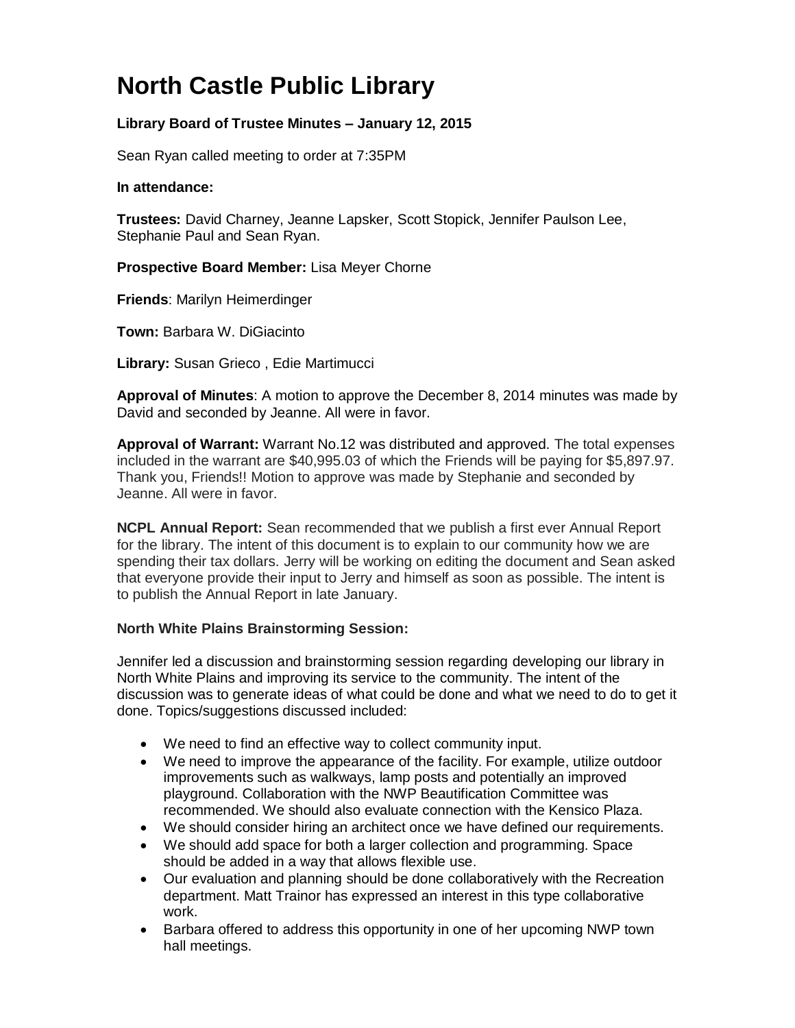# North Castle Public Library

**Library Board of Trustee Minutes – January 12, 2015**

Sean Ryan called meeting to order at 7:35PM

**In attendance:**

**Trustees:** David Charney, Jeanne Lapsker, Scott Stopick, Jennifer Paulson Lee, Stephanie Paul and Sean Ryan.

**Prospective Board Member:** Lisa Meyer Chorne

**Friends**: Marilyn Heimerdinger

**Town:** Barbara W. DiGiacinto

**Library:** Susan Grieco , Edie Martimucci

**Approval of Minutes**: A motion to approve the December 8, 2014 minutes was made by David and seconded by Jeanne. All were in favor.

**Approval of Warrant:** Warrant No.12 was distributed and approved. The total expenses included in the warrant are $40,995.03 of which the Friends will be paying for $5,897.97. Thank you, Friends!! Motion to approve was made by Stephanie and seconded by Jeanne. All were in favor.

**NCPL Annual Report:** Sean recommended that we publish a first ever Annual Report for the library. The intent of this document is to explain to our community how we are spending their tax dollars. Jerry will be working on editing the document and Sean asked that everyone provide their input to Jerry and himself as soon as possible. The intent is to publish the Annual Report in late January.

**North White Plains Brainstorming Session:**

Jennifer led a discussion and brainstorming session regarding developing our library in North White Plains and improving its service to the community. The intent of the discussion was to generate ideas of what could be done and what we need to do to get it done. Topics/suggestions discussed included:

- We need to find an effective way to collect community input.
- We need to improve the appearance of the facility. For example, utilize outdoor improvements such as walkways, lamp posts and potentially an improved playground. Collaboration with the NWP Beautification Committee was recommended. We should also evaluate connection with the Kensico Plaza.
- We should consider hiring an architect once we have defined our requirements.
- We should add space for both a larger collection and programming. Space should be added in a way that allows flexible use.
- Our evaluation and planning should be done collaboratively with the Recreation department. Matt Trainor has expressed an interest in this type collaborative work.
- Barbara offered to address this opportunity in one of her upcoming NWP town hall meetings.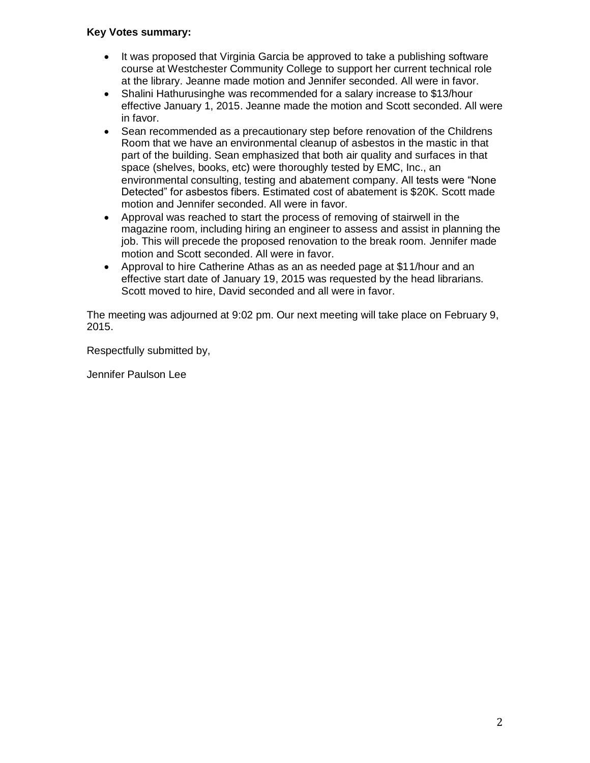**Key Votes summary:**

- It was proposed that Virginia Garcia be approved to take a publishing software course at Westchester Community College to support her current technical role at the library. Jeanne made motion and Jennifer seconded. All were in favor.
- Shalini Hathurusinghe was recommended for a salary increase to $13/hour effective January 1, 2015. Jeanne made the motion and Scott seconded. All were in favor.
- Sean recommended as a precautionary step before renovation of the Childrens Room that we have an environmental cleanup of asbestos in the mastic in that part of the building. Sean emphasized that both air quality and surfaces in that space (shelves, books, etc) were thoroughly tested by EMC, Inc., an environmental consulting, testing and abatement company. All tests were "None Detected" for asbestos fibers. Estimated cost of abatement is $20K. Scott made motion and Jennifer seconded. All were in favor.
- Approval was reached to start the process of removing of stairwell in the magazine room, including hiring an engineer to assess and assist in planning the job. This will precede the proposed renovation to the break room. Jennifer made motion and Scott seconded. All were in favor.
- Approval to hire Catherine Athas as an as needed page at $11/hour and an effective start date of January 19, 2015 was requested by the head librarians. Scott moved to hire, David seconded and all were in favor.

The meeting was adjourned at 9:02 pm. Our next meeting will take place on February 9, 2015.

Respectfully submitted by,

Jennifer Paulson Lee